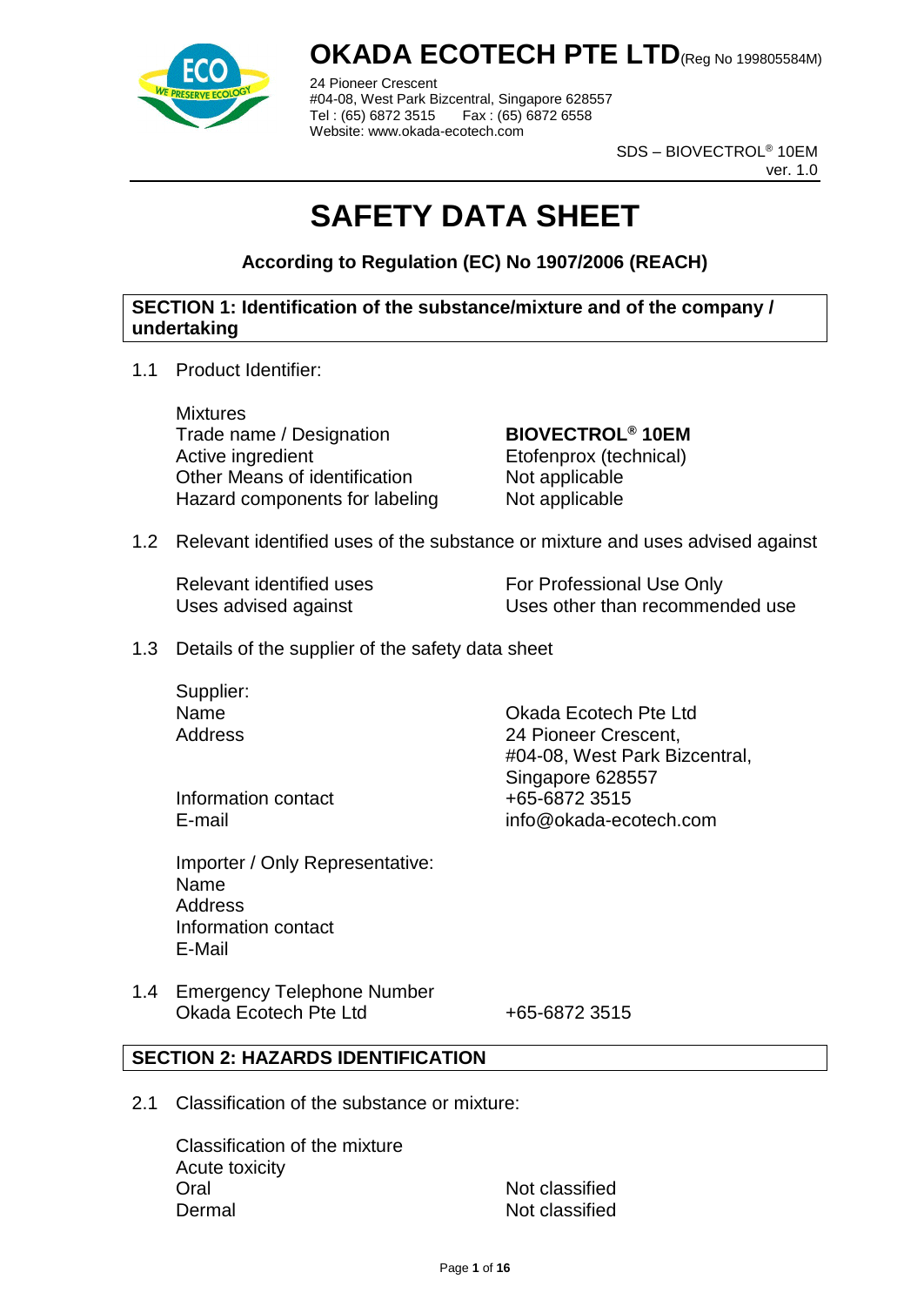# OKADA ECOTECH PTE LTD (Reg No 199805584M)

24 Pioneer Crescent
#04-08, West Park Bizcentral, Singapore 628557
Tel : (65) 6872 3515     Fax : (65) 6872 6558
Website: www.okada-ecotech.com

SDS – BIOVECTROL® 10EM
ver. 1.0

# SAFETY DATA SHEET

### According to Regulation (EC) No 1907/2006 (REACH)

## SECTION 1: Identification of the substance/mixture and of the company / undertaking

1.1 Product Identifier:

| | |
|---|---|
| Mixtures | |
| Trade name / Designation | **BIOVECTROL® 10EM** |
| Active ingredient | Etofenprox (technical) |
| Other Means of identification | Not applicable |
| Hazard components for labeling | Not applicable |

1.2 Relevant identified uses of the substance or mixture and uses advised against

| | |
|---|---|
| Relevant identified uses | For Professional Use Only |
| Uses advised against | Uses other than recommended use |

1.3 Details of the supplier of the safety data sheet

| | |
|---|---|
| Supplier: | |
| Name | Okada Ecotech Pte Ltd |
| Address | 24 Pioneer Crescent, #04-08, West Park Bizcentral, Singapore 628557 |
| Information contact | +65-6872 3515 |
| E-mail | info@okada-ecotech.com |

Importer / Only Representative:
Name
Address
Information contact
E-Mail

1.4 Emergency Telephone Number

| | |
|---|---|
| Okada Ecotech Pte Ltd | +65-6872 3515 |

## SECTION 2: HAZARDS IDENTIFICATION

2.1 Classification of the substance or mixture:

| | |
|---|---|
| Classification of the mixture | |
| Acute toxicity | |
| Oral | Not classified |
| Dermal | Not classified |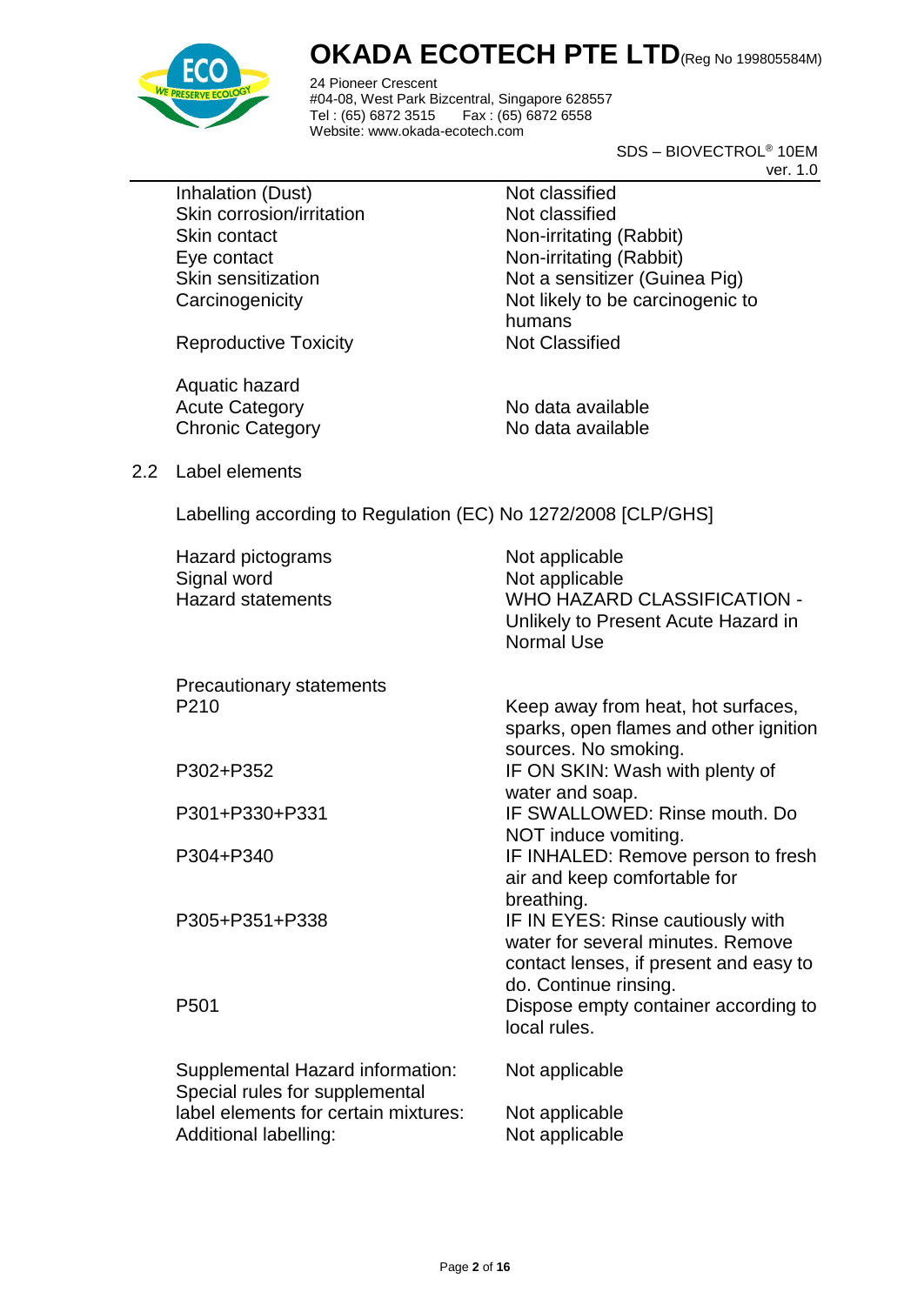| | |
|---|---|
| Inhalation (Dust) | Not classified |
| Skin corrosion/irritation | Not classified |
| Skin contact | Non-irritating (Rabbit) |
| Eye contact | Non-irritating (Rabbit) |
| Skin sensitization | Not a sensitizer (Guinea Pig) |
| Carcinogenicity | Not likely to be carcinogenic to humans |
| Reproductive Toxicity | Not Classified |

| | |
|---|---|
| Aquatic hazard | |
| Acute Category | No data available |
| Chronic Category | No data available |

## 2.2 Label elements

Labelling according to Regulation (EC) No 1272/2008 [CLP/GHS]

| | |
|---|---|
| Hazard pictograms | Not applicable |
| Signal word | Not applicable |
| Hazard statements | WHO HAZARD CLASSIFICATION - Unlikely to Present Acute Hazard in Normal Use |

| Precautionary statements | |
|---|---|
| P210 | Keep away from heat, hot surfaces, sparks, open flames and other ignition sources. No smoking. |
| P302+P352 | IF ON SKIN: Wash with plenty of water and soap. |
| P301+P330+P331 | IF SWALLOWED: Rinse mouth. Do NOT induce vomiting. |
| P304+P340 | IF INHALED: Remove person to fresh air and keep comfortable for breathing. |
| P305+P351+P338 | IF IN EYES: Rinse cautiously with water for several minutes. Remove contact lenses, if present and easy to do. Continue rinsing. |
| P501 | Dispose empty container according to local rules. |

| | |
|---|---|
| Supplemental Hazard information: | Not applicable |
| Special rules for supplemental label elements for certain mixtures: | Not applicable |
| Additional labelling: | Not applicable |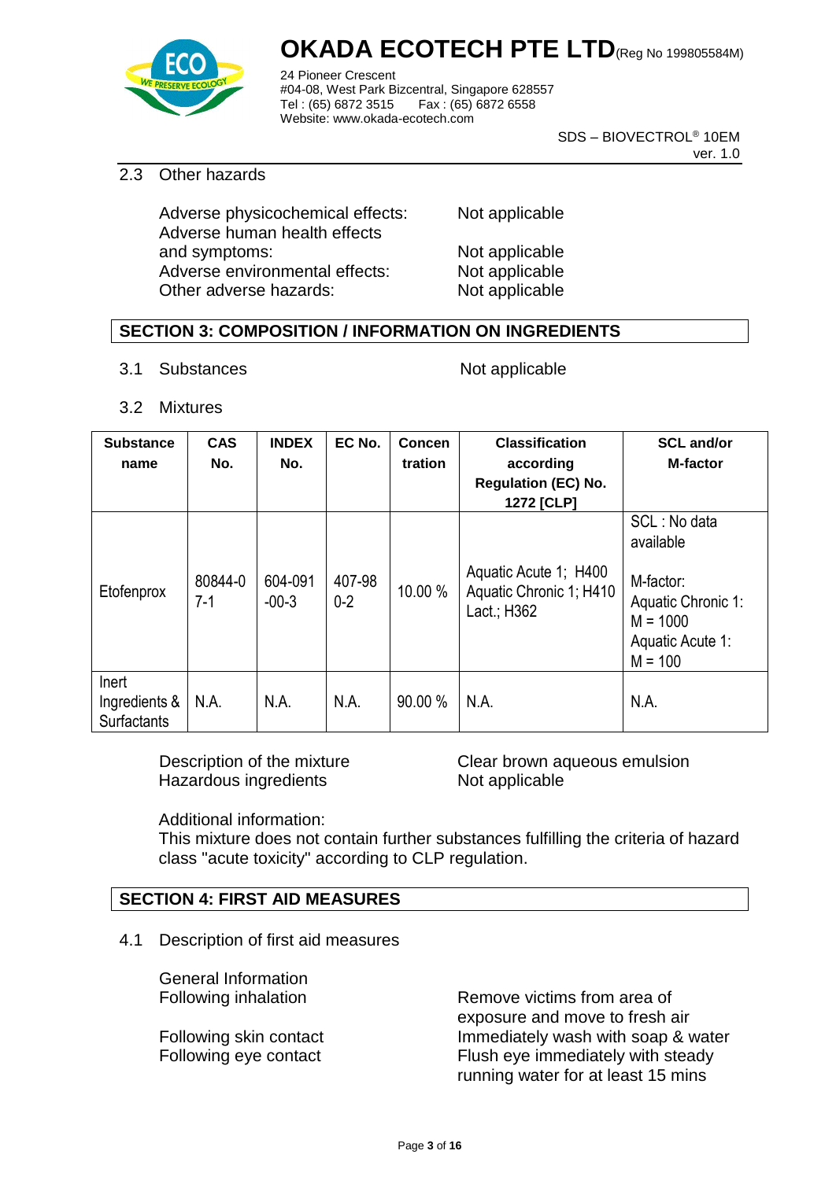### 2.3 Other hazards

| | |
|---|---|
| Adverse physicochemical effects: | Not applicable |
| Adverse human health effects and symptoms: | Not applicable |
| Adverse environmental effects: | Not applicable |
| Other adverse hazards: | Not applicable |

## SECTION 3: COMPOSITION / INFORMATION ON INGREDIENTS

3.1 Substances — Not applicable

3.2 Mixtures

| Substance name | CAS No. | INDEX No. | EC No. | Concentration | Classification according Regulation (EC) No. 1272 [CLP] | SCL and/or M-factor |
|---|---|---|---|---|---|---|
| Etofenprox | 80844-07-1 | 604-091-00-3 | 407-980-2 | 10.00 % | Aquatic Acute 1; H400 Aquatic Chronic 1; H410 Lact.; H362 | SCL : No data available<br><br>M-factor: Aquatic Chronic 1: M = 1000 Aquatic Acute 1: M = 100 |
| Inert Ingredients & Surfactants | N.A. | N.A. | N.A. | 90.00 % | N.A. | N.A. |

| | |
|---|---|
| Description of the mixture | Clear brown aqueous emulsion |
| Hazardous ingredients | Not applicable |

Additional information:
This mixture does not contain further substances fulfilling the criteria of hazard class "acute toxicity" according to CLP regulation.

## SECTION 4: FIRST AID MEASURES

### 4.1 Description of first aid measures

| | |
|---|---|
| General Information | |
| Following inhalation | Remove victims from area of exposure and move to fresh air |
| Following skin contact | Immediately wash with soap & water |
| Following eye contact | Flush eye immediately with steady running water for at least 15 mins |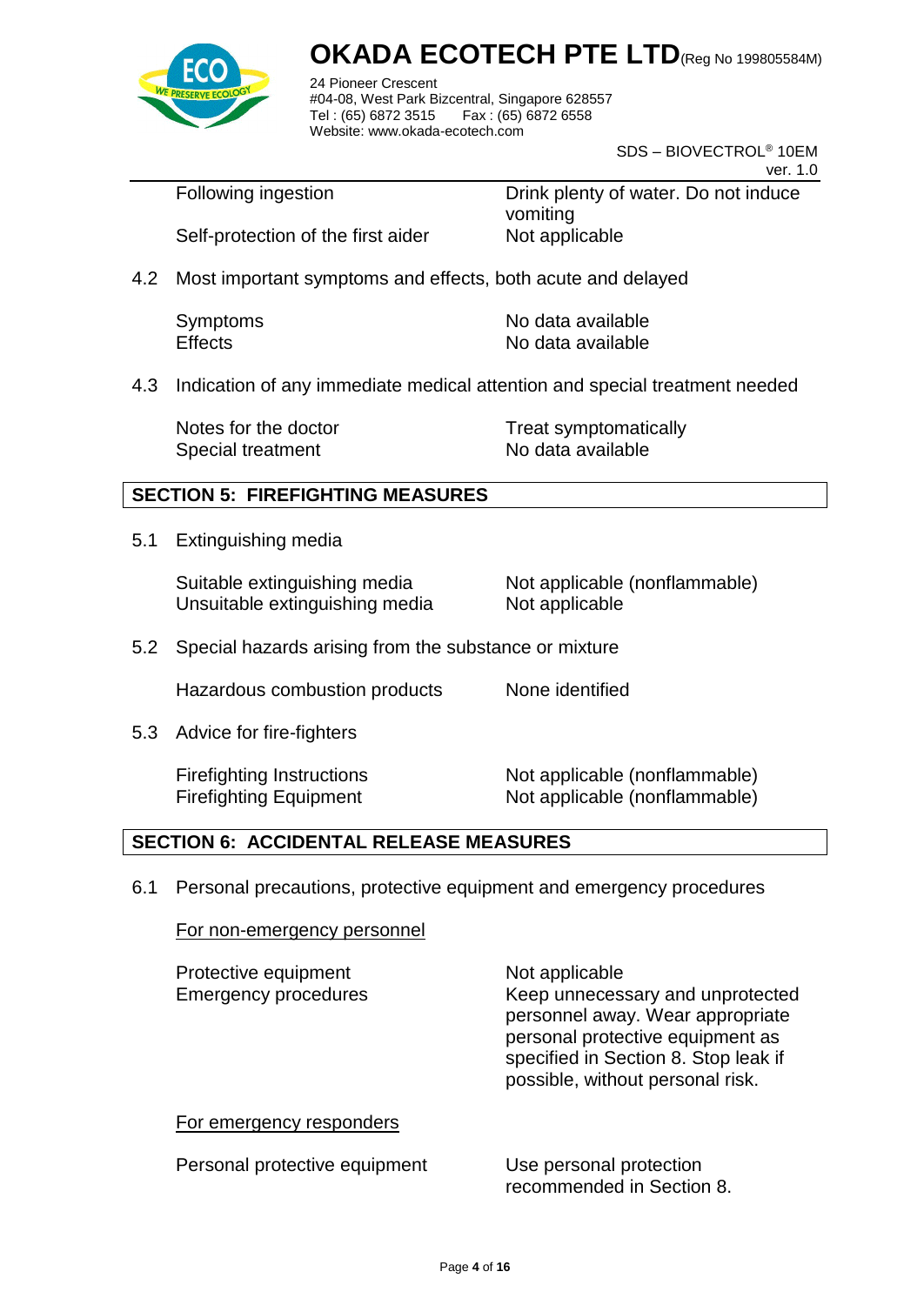| | |
|---|---|
| Following ingestion | Drink plenty of water. Do not induce vomiting |
| Self-protection of the first aider | Not applicable |

4.2 Most important symptoms and effects, both acute and delayed

| | |
|---|---|
| Symptoms | No data available |
| Effects | No data available |

4.3 Indication of any immediate medical attention and special treatment needed

| | |
|---|---|
| Notes for the doctor | Treat symptomatically |
| Special treatment | No data available |

## SECTION 5: FIREFIGHTING MEASURES

5.1 Extinguishing media

| | |
|---|---|
| Suitable extinguishing media | Not applicable (nonflammable) |
| Unsuitable extinguishing media | Not applicable |

5.2 Special hazards arising from the substance or mixture

| | |
|---|---|
| Hazardous combustion products | None identified |

5.3 Advice for fire-fighters

| | |
|---|---|
| Firefighting Instructions | Not applicable (nonflammable) |
| Firefighting Equipment | Not applicable (nonflammable) |

## SECTION 6: ACCIDENTAL RELEASE MEASURES

6.1 Personal precautions, protective equipment and emergency procedures

For non-emergency personnel

| | |
|---|---|
| Protective equipment | Not applicable |
| Emergency procedures | Keep unnecessary and unprotected personnel away. Wear appropriate personal protective equipment as specified in Section 8. Stop leak if possible, without personal risk. |

For emergency responders

| | |
|---|---|
| Personal protective equipment | Use personal protection recommended in Section 8. |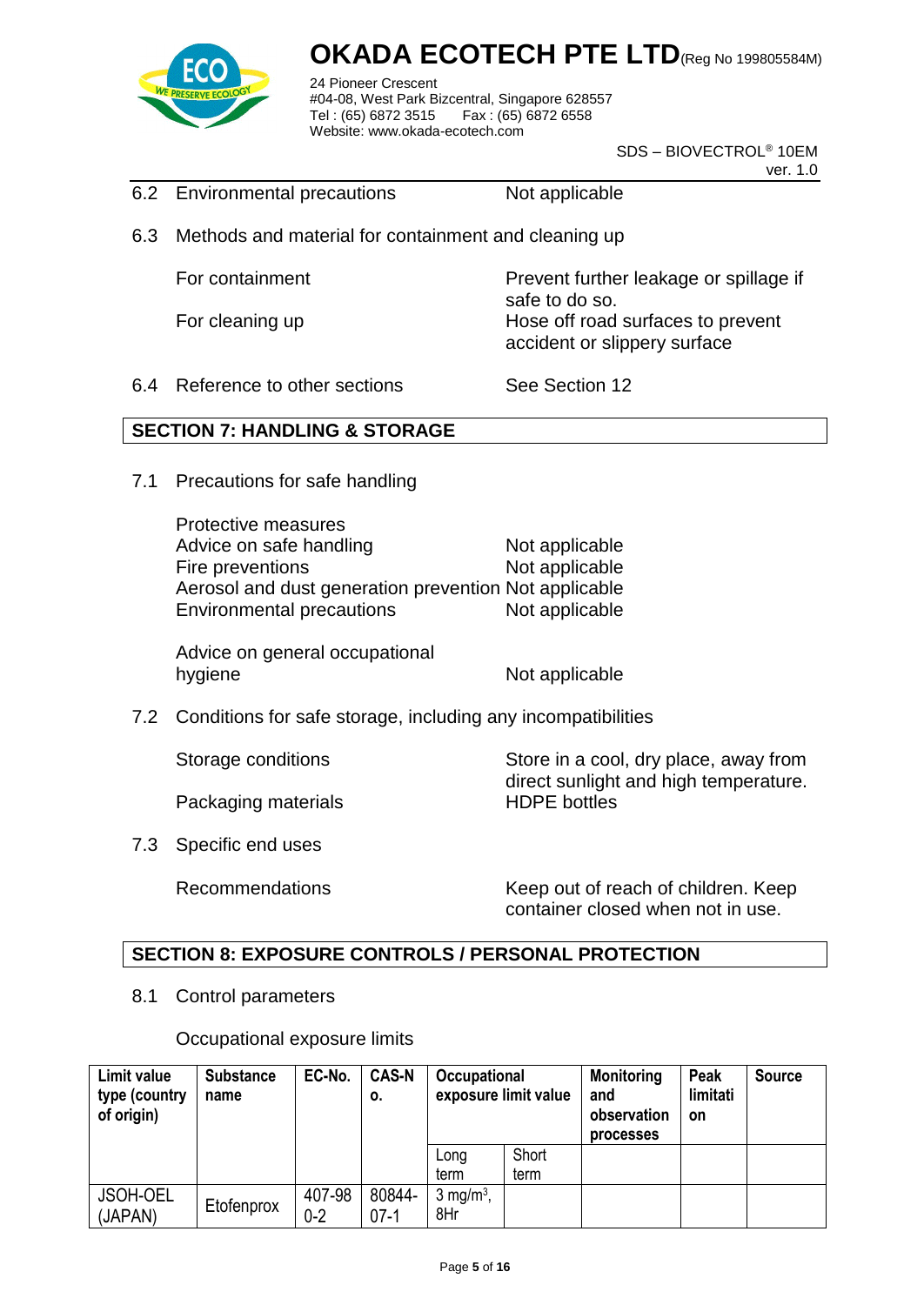6.2 Environmental precautions — Not applicable

6.3 Methods and material for containment and cleaning up

| | |
|---|---|
| For containment | Prevent further leakage or spillage if safe to do so. |
| For cleaning up | Hose off road surfaces to prevent accident or slippery surface |

6.4 Reference to other sections — See Section 12

## SECTION 7: HANDLING & STORAGE

7.1 Precautions for safe handling

| | |
|---|---|
| Protective measures | |
| Advice on safe handling | Not applicable |
| Fire preventions | Not applicable |
| Aerosol and dust generation prevention | Not applicable |
| Environmental precautions | Not applicable |
| Advice on general occupational hygiene | Not applicable |

7.2 Conditions for safe storage, including any incompatibilities

| | |
|---|---|
| Storage conditions | Store in a cool, dry place, away from direct sunlight and high temperature. |
| Packaging materials | HDPE bottles |

7.3 Specific end uses

| | |
|---|---|
| Recommendations | Keep out of reach of children. Keep container closed when not in use. |

## SECTION 8: EXPOSURE CONTROLS / PERSONAL PROTECTION

8.1 Control parameters

Occupational exposure limits

| Limit value type (country of origin) | Substance name | EC-No. | CAS-No. | Occupational exposure limit value | | Monitoring and observation processes | Peak limitation | Source |
|---|---|---|---|---|---|---|---|---|
| | | | | Long term | Short term | | | |
| JSOH-OEL (JAPAN) | Etofenprox | 407-980-2 | 80844-07-1 | 3 mg/m$^3$, 8Hr | | | | |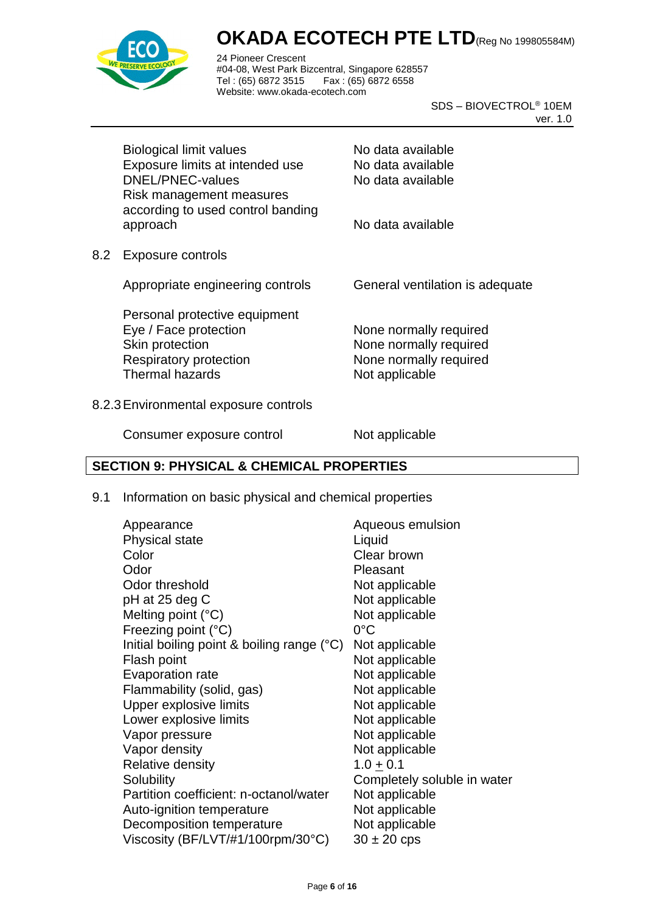| | |
|---|---|
| Biological limit values | No data available |
| Exposure limits at intended use | No data available |
| DNEL/PNEC-values | No data available |
| Risk management measures according to used control banding approach | No data available |

8.2 Exposure controls

| | |
|---|---|
| Appropriate engineering controls | General ventilation is adequate |

| | |
|---|---|
| Personal protective equipment | |
| Eye / Face protection | None normally required |
| Skin protection | None normally required |
| Respiratory protection | None normally required |
| Thermal hazards | Not applicable |

8.2.3 Environmental exposure controls

| | |
|---|---|
| Consumer exposure control | Not applicable |

## SECTION 9: PHYSICAL & CHEMICAL PROPERTIES

9.1 Information on basic physical and chemical properties

| | |
|---|---|
| Appearance | Aqueous emulsion |
| Physical state | Liquid |
| Color | Clear brown |
| Odor | Pleasant |
| Odor threshold | Not applicable |
| pH at 25 deg C | Not applicable |
| Melting point (°C) | Not applicable |
| Freezing point (°C) | 0°C |
| Initial boiling point & boiling range (°C) | Not applicable |
| Flash point | Not applicable |
| Evaporation rate | Not applicable |
| Flammability (solid, gas) | Not applicable |
| Upper explosive limits | Not applicable |
| Lower explosive limits | Not applicable |
| Vapor pressure | Not applicable |
| Vapor density | Not applicable |
| Relative density | 1.0 ± 0.1 |
| Solubility | Completely soluble in water |
| Partition coefficient: n-octanol/water | Not applicable |
| Auto-ignition temperature | Not applicable |
| Decomposition temperature | Not applicable |
| Viscosity (BF/LVT/#1/100rpm/30°C) | 30 ± 20 cps |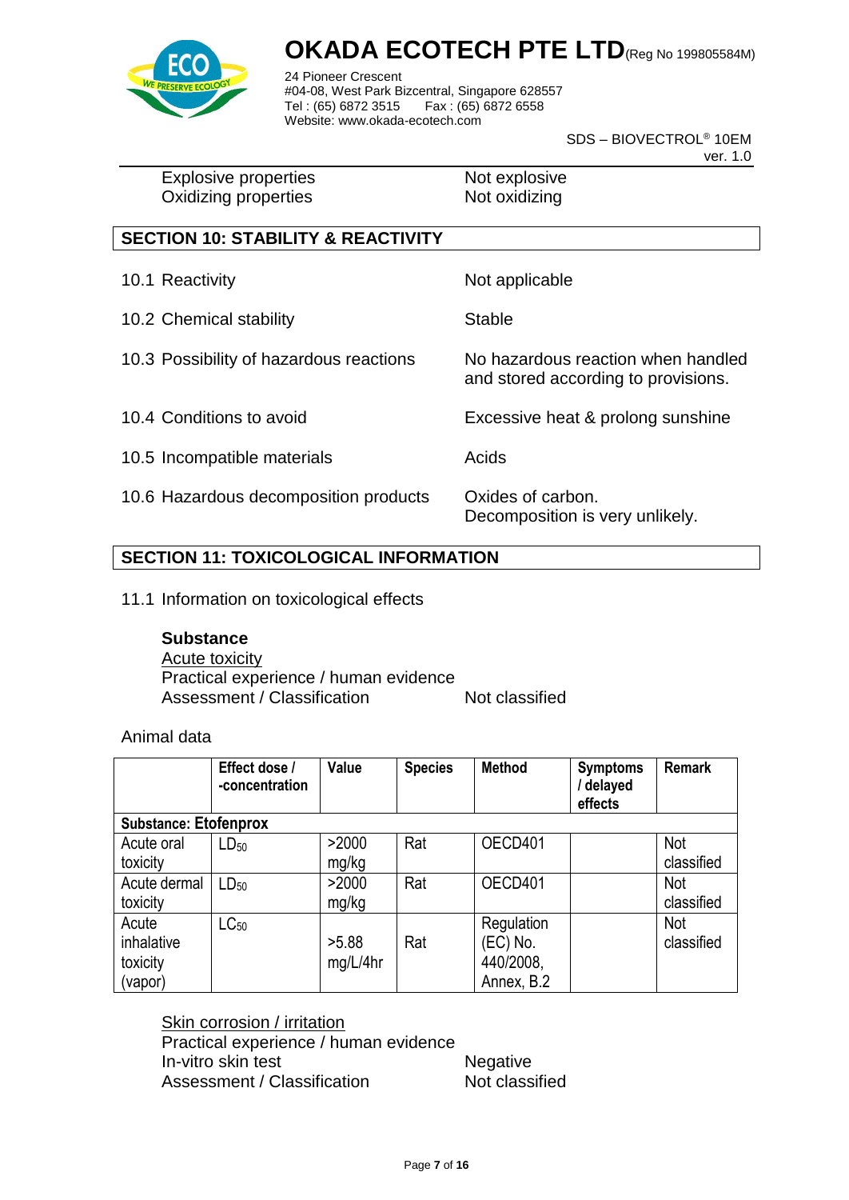| | |
|---|---|
| Explosive properties | Not explosive |
| Oxidizing properties | Not oxidizing |

## SECTION 10: STABILITY & REACTIVITY

| | |
|---|---|
| 10.1 Reactivity | Not applicable |
| 10.2 Chemical stability | Stable |
| 10.3 Possibility of hazardous reactions | No hazardous reaction when handled and stored according to provisions. |
| 10.4 Conditions to avoid | Excessive heat & prolong sunshine |
| 10.5 Incompatible materials | Acids |
| 10.6 Hazardous decomposition products | Oxides of carbon. Decomposition is very unlikely. |

## SECTION 11: TOXICOLOGICAL INFORMATION

11.1 Information on toxicological effects

**Substance**

Acute toxicity

Practical experience / human evidence

Assessment / Classification — Not classified

Animal data

| | Effect dose / -concentration | Value | Species | Method | Symptoms / delayed effects | Remark |
|---|---|---|---|---|---|---|
| **Substance: Etofenprox** | | | | | | |
| Acute oral toxicity | $LD_{50}$ | >2000 mg/kg | Rat | OECD401 | | Not classified |
| Acute dermal toxicity | $LD_{50}$ | >2000 mg/kg | Rat | OECD401 | | Not classified |
| Acute inhalative toxicity (vapor) | $LC_{50}$ | >5.88 mg/L/4hr | Rat | Regulation (EC) No. 440/2008, Annex, B.2 | | Not classified |

Skin corrosion / irritation

Practical experience / human evidence

In-vitro skin test — Negative

Assessment / Classification — Not classified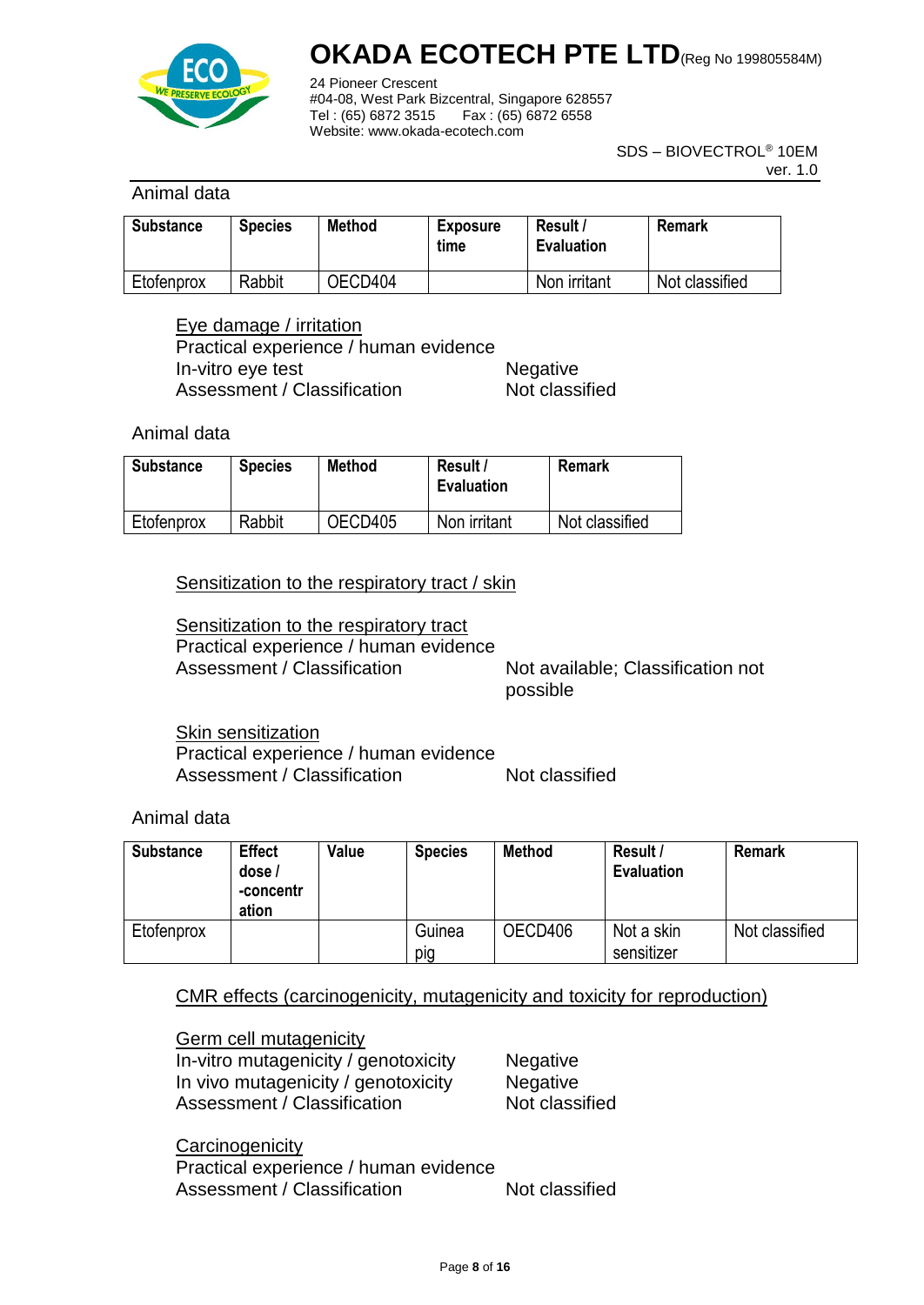Animal data

| Substance | Species | Method | Exposure time | Result / Evaluation | Remark |
|---|---|---|---|---|---|
| Etofenprox | Rabbit | OECD404 | | Non irritant | Not classified |

Eye damage / irritation

Practical experience / human evidence

In-vitro eye test    Negative

Assessment / Classification    Not classified

Animal data

| Substance | Species | Method | Result / Evaluation | Remark |
|---|---|---|---|---|
| Etofenprox | Rabbit | OECD405 | Non irritant | Not classified |

Sensitization to the respiratory tract / skin

Sensitization to the respiratory tract

Practical experience / human evidence

Assessment / Classification    Not available; Classification not possible

Skin sensitization

Practical experience / human evidence

Assessment / Classification    Not classified

Animal data

| Substance | Effect dose / -concentration | Value | Species | Method | Result / Evaluation | Remark |
|---|---|---|---|---|---|---|
| Etofenprox | | | Guinea pig | OECD406 | Not a skin sensitizer | Not classified |

CMR effects (carcinogenicity, mutagenicity and toxicity for reproduction)

Germ cell mutagenicity

In-vitro mutagenicity / genotoxicity    Negative

In vivo mutagenicity / genotoxicity    Negative

Assessment / Classification    Not classified

Carcinogenicity

Practical experience / human evidence

Assessment / Classification    Not classified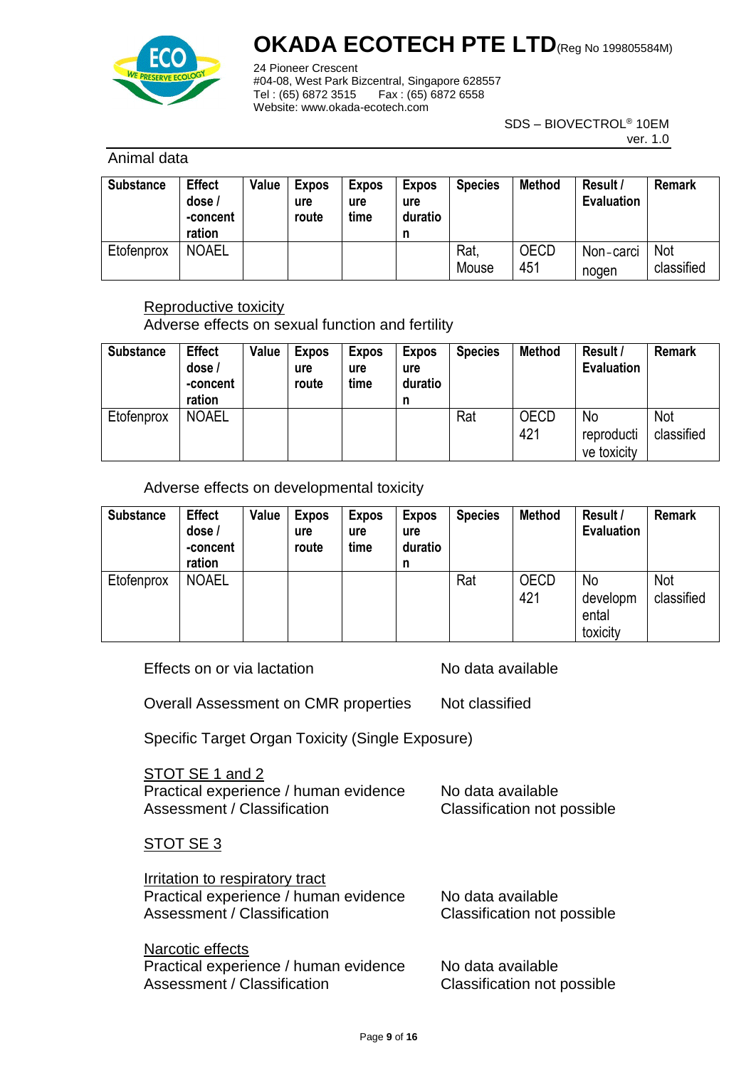Animal data

| Substance | Effect dose / -concentration | Value | Exposure route | Exposure time | Exposure duration | Species | Method | Result / Evaluation | Remark |
|---|---|---|---|---|---|---|---|---|---|
| Etofenprox | NOAEL | | | | | Rat, Mouse | OECD 451 | Non-carcinogen | Not classified |

Reproductive toxicity

Adverse effects on sexual function and fertility

| Substance | Effect dose / -concentration | Value | Exposure route | Exposure time | Exposure duration | Species | Method | Result / Evaluation | Remark |
|---|---|---|---|---|---|---|---|---|---|
| Etofenprox | NOAEL | | | | | Rat | OECD 421 | No reproductive toxicity | Not classified |

Adverse effects on developmental toxicity

| Substance | Effect dose / -concentration | Value | Exposure route | Exposure time | Exposure duration | Species | Method | Result / Evaluation | Remark |
|---|---|---|---|---|---|---|---|---|---|
| Etofenprox | NOAEL | | | | | Rat | OECD 421 | No developmental toxicity | Not classified |

Effects on or via lactation — No data available

Overall Assessment on CMR properties — Not classified

Specific Target Organ Toxicity (Single Exposure)

STOT SE 1 and 2

Practical experience / human evidence — No data available
Assessment / Classification — Classification not possible

STOT SE 3

Irritation to respiratory tract

Practical experience / human evidence — No data available
Assessment / Classification — Classification not possible

Narcotic effects

Practical experience / human evidence — No data available
Assessment / Classification — Classification not possible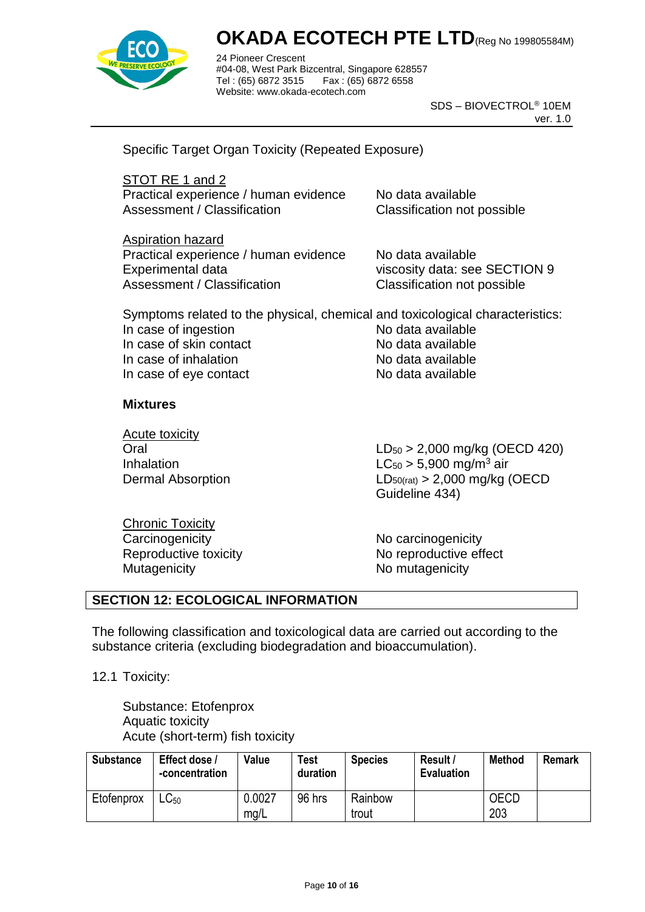Specific Target Organ Toxicity (Repeated Exposure)

STOT RE 1 and 2

| | |
|---|---|
| Practical experience / human evidence | No data available |
| Assessment / Classification | Classification not possible |

Aspiration hazard

| | |
|---|---|
| Practical experience / human evidence | No data available |
| Experimental data | viscosity data: see SECTION 9 |
| Assessment / Classification | Classification not possible |

Symptoms related to the physical, chemical and toxicological characteristics:

| | |
|---|---|
| In case of ingestion | No data available |
| In case of skin contact | No data available |
| In case of inhalation | No data available |
| In case of eye contact | No data available |

**Mixtures**

Acute toxicity

| | |
|---|---|
| Oral | $LD_{50}$ > 2,000 mg/kg (OECD 420) |
| Inhalation | $LC_{50}$ > 5,900 mg/$m^3$ air |
| Dermal Absorption | $LD_{50(rat)}$ > 2,000 mg/kg (OECD Guideline 434) |

Chronic Toxicity

| | |
|---|---|
| Carcinogenicity | No carcinogenicity |
| Reproductive toxicity | No reproductive effect |
| Mutagenicity | No mutagenicity |

## SECTION 12: ECOLOGICAL INFORMATION

The following classification and toxicological data are carried out according to the substance criteria (excluding biodegradation and bioaccumulation).

12.1 Toxicity:

Substance: Etofenprox
Aquatic toxicity
Acute (short-term) fish toxicity

| Substance | Effect dose / -concentration | Value | Test duration | Species | Result / Evaluation | Method | Remark |
|---|---|---|---|---|---|---|---|
| Etofenprox | $LC_{50}$ | 0.0027 mg/L | 96 hrs | Rainbow trout | | OECD 203 | |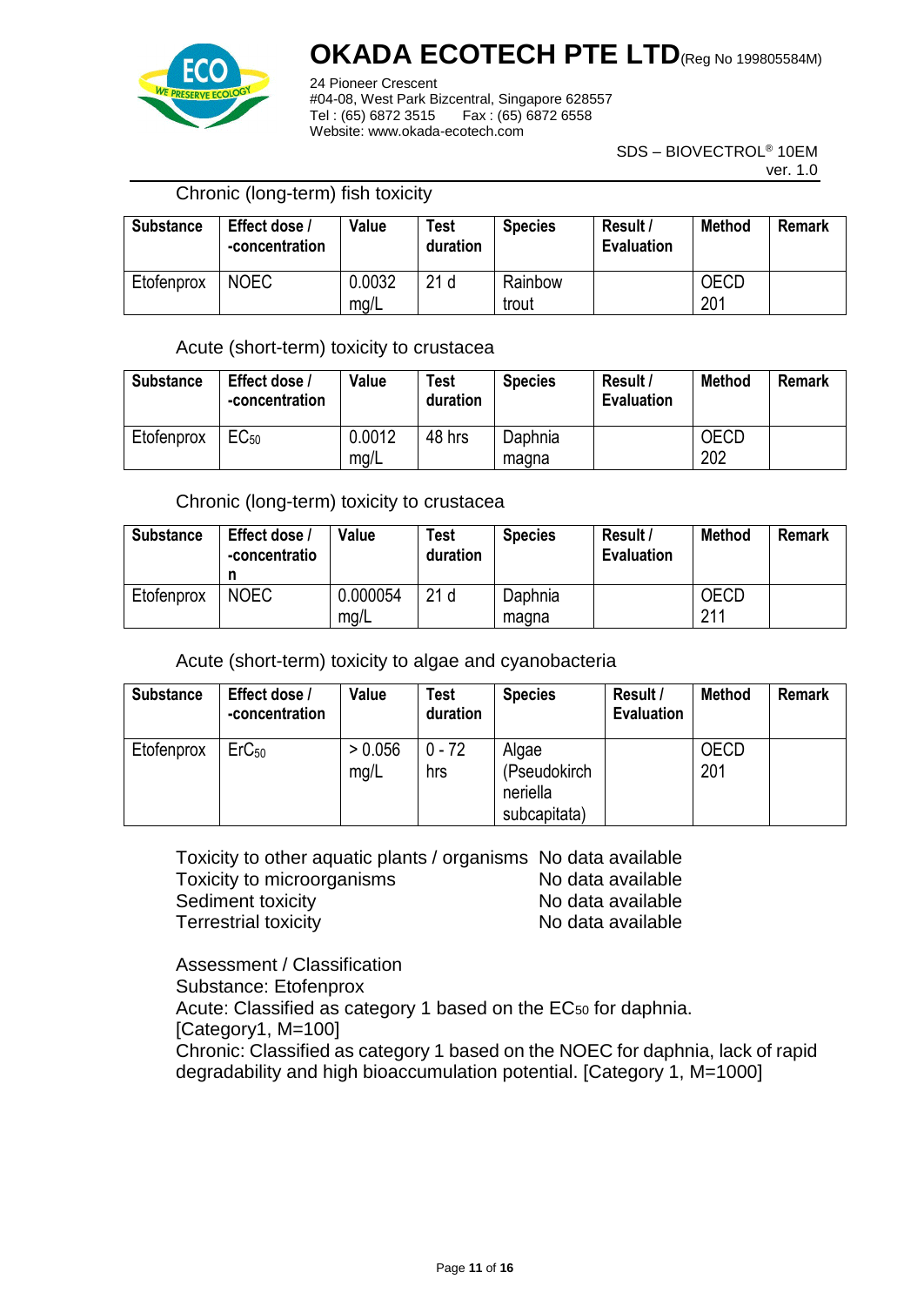Chronic (long-term) fish toxicity

| Substance | Effect dose / -concentration | Value | Test duration | Species | Result / Evaluation | Method | Remark |
|---|---|---|---|---|---|---|---|
| Etofenprox | NOEC | 0.0032 mg/L | 21 d | Rainbow trout | | OECD 201 | |

Acute (short-term) toxicity to crustacea

| Substance | Effect dose / -concentration | Value | Test duration | Species | Result / Evaluation | Method | Remark |
|---|---|---|---|---|---|---|---|
| Etofenprox | $EC_{50}$ | 0.0012 mg/L | 48 hrs | Daphnia magna | | OECD 202 | |

Chronic (long-term) toxicity to crustacea

| Substance | Effect dose / -concentration | Value | Test duration | Species | Result / Evaluation | Method | Remark |
|---|---|---|---|---|---|---|---|
| Etofenprox | NOEC | 0.000054 mg/L | 21 d | Daphnia magna | | OECD 211 | |

Acute (short-term) toxicity to algae and cyanobacteria

| Substance | Effect dose / -concentration | Value | Test duration | Species | Result / Evaluation | Method | Remark |
|---|---|---|---|---|---|---|---|
| Etofenprox | $ErC_{50}$ | > 0.056 mg/L | 0 - 72 hrs | Algae (Pseudokirchneriella subcapitata) | | OECD 201 | |

Toxicity to other aquatic plants / organisms No data available
Toxicity to microorganisms No data available
Sediment toxicity No data available
Terrestrial toxicity No data available

Assessment / Classification
Substance: Etofenprox
Acute: Classified as category 1 based on the $EC_{50}$ for daphnia. [Category1, M=100]
Chronic: Classified as category 1 based on the NOEC for daphnia, lack of rapid degradability and high bioaccumulation potential. [Category 1, M=1000]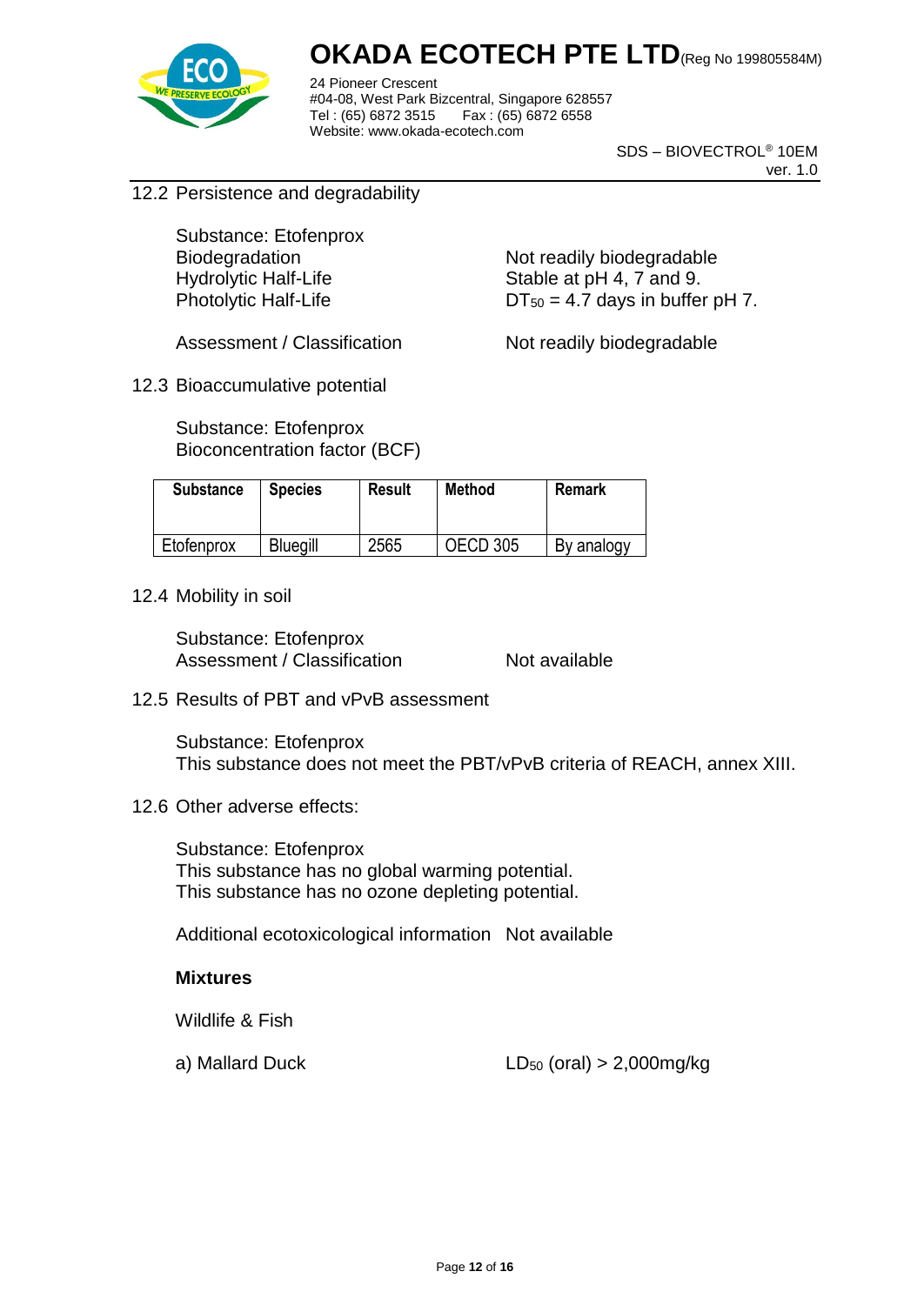12.2 Persistence and degradability

Substance: Etofenprox

| | |
|---|---|
| Biodegradation | Not readily biodegradable |
| Hydrolytic Half-Life | Stable at pH 4, 7 and 9. |
| Photolytic Half-Life | $DT_{50}$ = 4.7 days in buffer pH 7. |

Assessment / Classification: Not readily biodegradable

12.3 Bioaccumulative potential

Substance: Etofenprox
Bioconcentration factor (BCF)

| Substance | Species | Result | Method | Remark |
|---|---|---|---|---|
| Etofenprox | Bluegill | 2565 | OECD 305 | By analogy |

12.4 Mobility in soil

Substance: Etofenprox
Assessment / Classification: Not available

12.5 Results of PBT and vPvB assessment

Substance: Etofenprox
This substance does not meet the PBT/vPvB criteria of REACH, annex XIII.

12.6 Other adverse effects:

Substance: Etofenprox
This substance has no global warming potential.
This substance has no ozone depleting potential.

Additional ecotoxicological information: Not available

**Mixtures**

Wildlife & Fish

a) Mallard Duck: $LD_{50}$ (oral) > 2,000mg/kg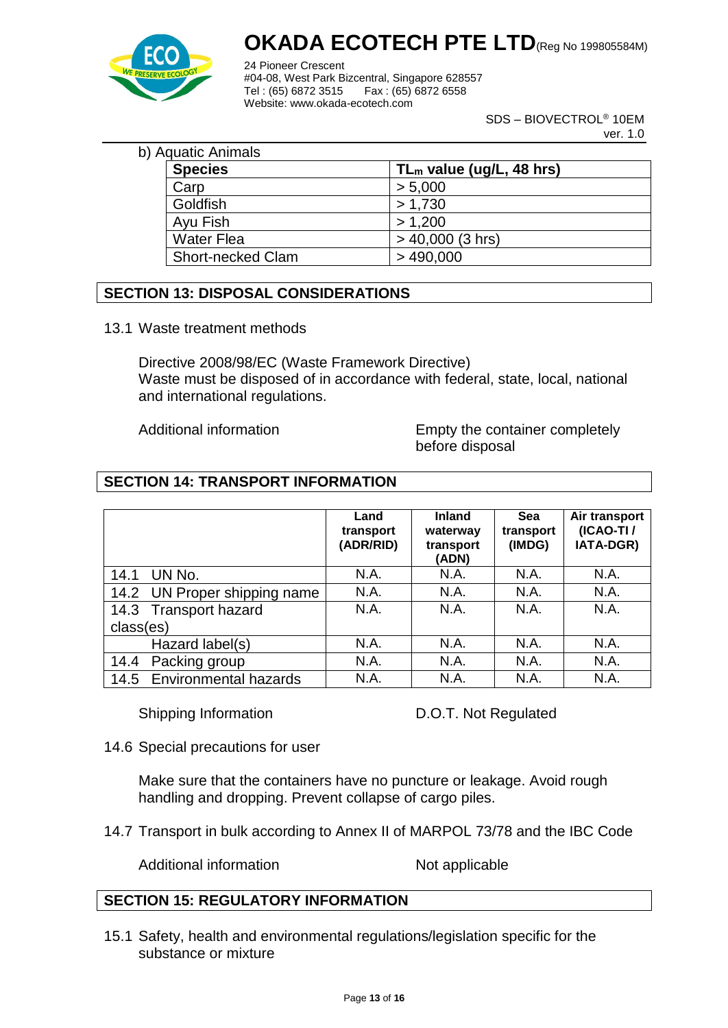b) Aquatic Animals

| Species | $TL_m$ value (ug/L, 48 hrs) |
|---|---|
| Carp | > 5,000 |
| Goldfish | > 1,730 |
| Ayu Fish | > 1,200 |
| Water Flea | > 40,000 (3 hrs) |
| Short-necked Clam | > 490,000 |

## SECTION 13: DISPOSAL CONSIDERATIONS

13.1 Waste treatment methods

Directive 2008/98/EC (Waste Framework Directive)
Waste must be disposed of in accordance with federal, state, local, national and international regulations.

Additional information — Empty the container completely before disposal

## SECTION 14: TRANSPORT INFORMATION

| | Land transport (ADR/RID) | Inland waterway transport (ADN) | Sea transport (IMDG) | Air transport (ICAO-TI / IATA-DGR) |
|---|---|---|---|---|
| 14.1 UN No. | N.A. | N.A. | N.A. | N.A. |
| 14.2 UN Proper shipping name | N.A. | N.A. | N.A. | N.A. |
| 14.3 Transport hazard class(es) | N.A. | N.A. | N.A. | N.A. |
| Hazard label(s) | N.A. | N.A. | N.A. | N.A. |
| 14.4 Packing group | N.A. | N.A. | N.A. | N.A. |
| 14.5 Environmental hazards | N.A. | N.A. | N.A. | N.A. |

Shipping Information — D.O.T. Not Regulated

14.6 Special precautions for user

Make sure that the containers have no puncture or leakage. Avoid rough handling and dropping. Prevent collapse of cargo piles.

14.7 Transport in bulk according to Annex II of MARPOL 73/78 and the IBC Code

Additional information — Not applicable

## SECTION 15: REGULATORY INFORMATION

15.1 Safety, health and environmental regulations/legislation specific for the substance or mixture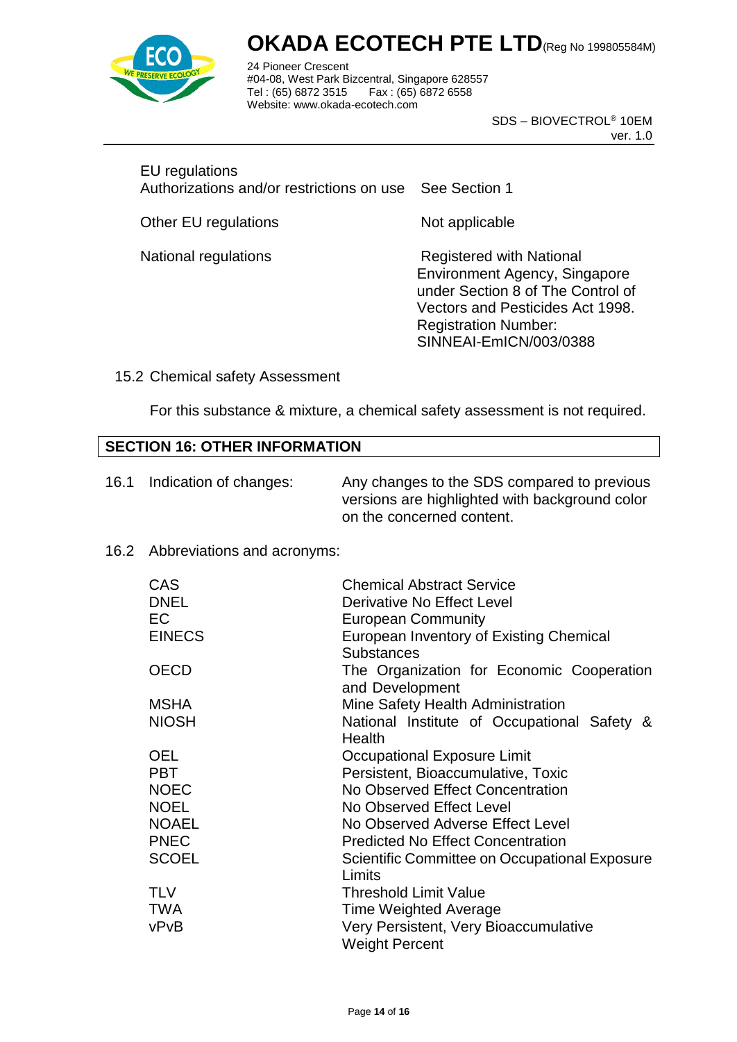EU regulations

| | |
|---|---|
| Authorizations and/or restrictions on use | See Section 1 |
| Other EU regulations | Not applicable |
| National regulations | Registered with National Environment Agency, Singapore under Section 8 of The Control of Vectors and Pesticides Act 1998. Registration Number: SINNEAI-EmICN/003/0388 |

15.2 Chemical safety Assessment

For this substance & mixture, a chemical safety assessment is not required.

## SECTION 16: OTHER INFORMATION

16.1 Indication of changes: Any changes to the SDS compared to previous versions are highlighted with background color on the concerned content.

16.2 Abbreviations and acronyms:

| | |
|---|---|
| CAS | Chemical Abstract Service |
| DNEL | Derivative No Effect Level |
| EC | European Community |
| EINECS | European Inventory of Existing Chemical Substances |
| OECD | The Organization for Economic Cooperation and Development |
| MSHA | Mine Safety Health Administration |
| NIOSH | National Institute of Occupational Safety & Health |
| OEL | Occupational Exposure Limit |
| PBT | Persistent, Bioaccumulative, Toxic |
| NOEC | No Observed Effect Concentration |
| NOEL | No Observed Effect Level |
| NOAEL | No Observed Adverse Effect Level |
| PNEC | Predicted No Effect Concentration |
| SCOEL | Scientific Committee on Occupational Exposure Limits |
| TLV | Threshold Limit Value |
| TWA | Time Weighted Average |
| vPvB | Very Persistent, Very Bioaccumulative |
| | Weight Percent |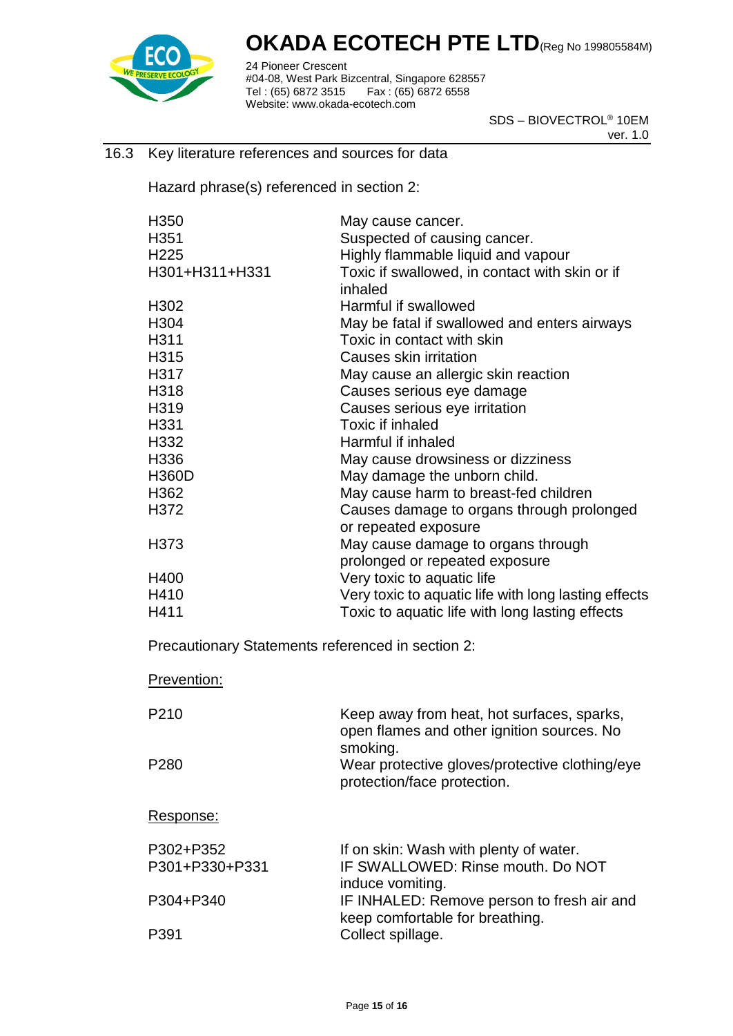## 16.3 Key literature references and sources for data

Hazard phrase(s) referenced in section 2:

| | |
|---|---|
| H350 | May cause cancer. |
| H351 | Suspected of causing cancer. |
| H225 | Highly flammable liquid and vapour |
| H301+H311+H331 | Toxic if swallowed, in contact with skin or if inhaled |
| H302 | Harmful if swallowed |
| H304 | May be fatal if swallowed and enters airways |
| H311 | Toxic in contact with skin |
| H315 | Causes skin irritation |
| H317 | May cause an allergic skin reaction |
| H318 | Causes serious eye damage |
| H319 | Causes serious eye irritation |
| H331 | Toxic if inhaled |
| H332 | Harmful if inhaled |
| H336 | May cause drowsiness or dizziness |
| H360D | May damage the unborn child. |
| H362 | May cause harm to breast-fed children |
| H372 | Causes damage to organs through prolonged or repeated exposure |
| H373 | May cause damage to organs through prolonged or repeated exposure |
| H400 | Very toxic to aquatic life |
| H410 | Very toxic to aquatic life with long lasting effects |
| H411 | Toxic to aquatic life with long lasting effects |

Precautionary Statements referenced in section 2:

Prevention:

| | |
|---|---|
| P210 | Keep away from heat, hot surfaces, sparks, open flames and other ignition sources. No smoking. |
| P280 | Wear protective gloves/protective clothing/eye protection/face protection. |

Response:

| | |
|---|---|
| P302+P352 | If on skin: Wash with plenty of water. |
| P301+P330+P331 | IF SWALLOWED: Rinse mouth. Do NOT induce vomiting. |
| P304+P340 | IF INHALED: Remove person to fresh air and keep comfortable for breathing. |
| P391 | Collect spillage. |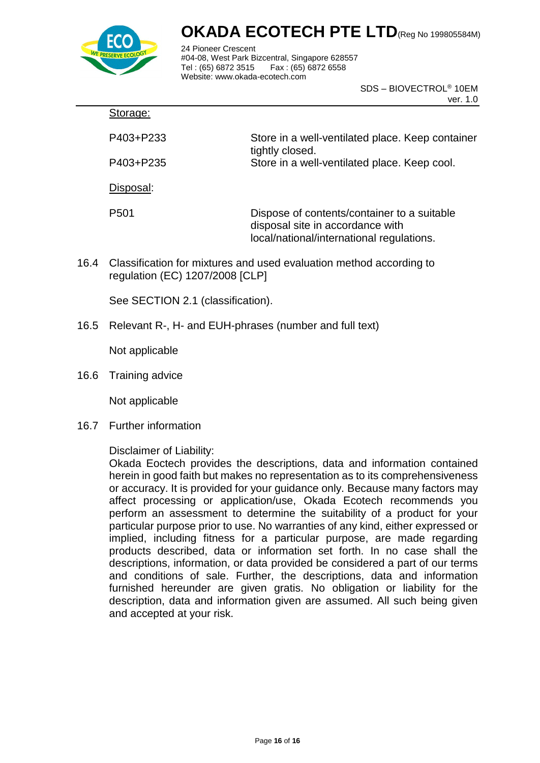Storage:

| | |
|---|---|
| P403+P233 | Store in a well-ventilated place. Keep container tightly closed. |
| P403+P235 | Store in a well-ventilated place. Keep cool. |

Disposal:

| | |
|---|---|
| P501 | Dispose of contents/container to a suitable disposal site in accordance with local/national/international regulations. |

16.4 Classification for mixtures and used evaluation method according to regulation (EC) 1207/2008 [CLP]

See SECTION 2.1 (classification).

16.5 Relevant R-, H- and EUH-phrases (number and full text)

Not applicable

16.6 Training advice

Not applicable

16.7 Further information

Disclaimer of Liability:
Okada Eoctech provides the descriptions, data and information contained herein in good faith but makes no representation as to its comprehensiveness or accuracy. It is provided for your guidance only. Because many factors may affect processing or application/use, Okada Ecotech recommends you perform an assessment to determine the suitability of a product for your particular purpose prior to use. No warranties of any kind, either expressed or implied, including fitness for a particular purpose, are made regarding products described, data or information set forth. In no case shall the descriptions, information, or data provided be considered a part of our terms and conditions of sale. Further, the descriptions, data and information furnished hereunder are given gratis. No obligation or liability for the description, data and information given are assumed. All such being given and accepted at your risk.